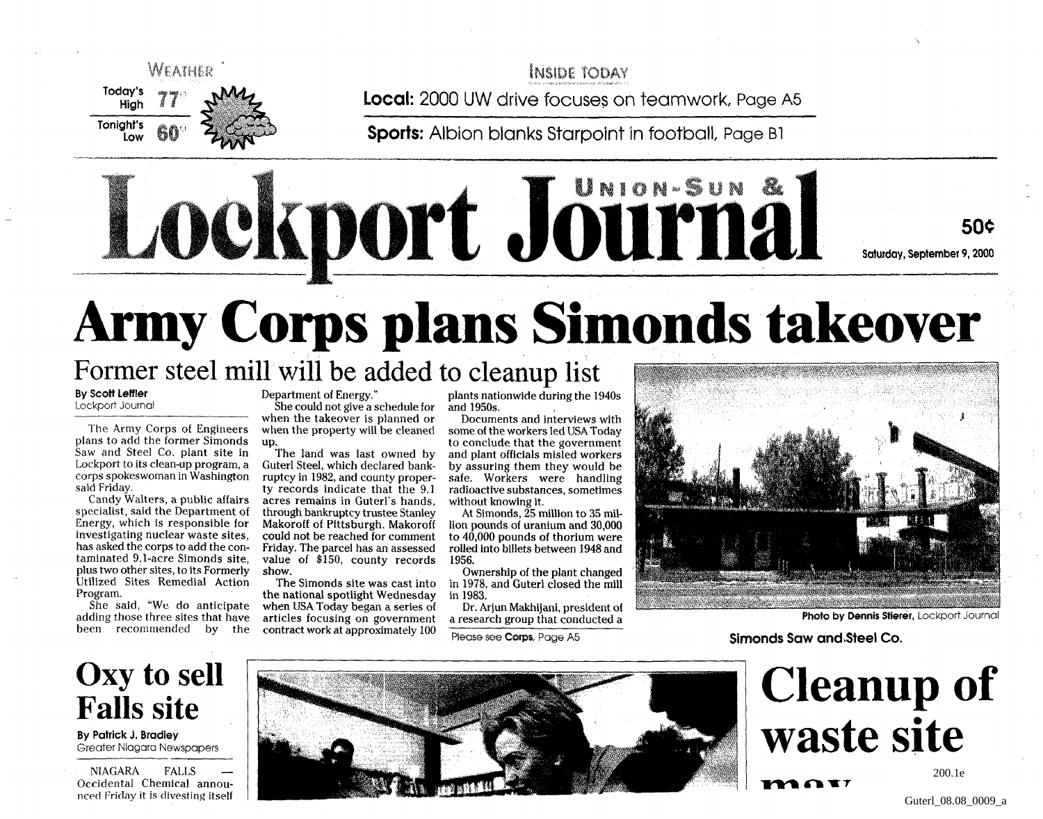WEATHER

Today's High 77°

Tonight's Low 60°

INSIDE TODAY

**Local:** 2000 UW drive focuses on teamwork, Page A5

**Sports:** Albion blanks Starpoint in football, Page B1

# Union-Sun & Lockport Journal

50¢

Saturday, September 9, 2000

# Army Corps plans Simonds takeover

## Former steel mill will be added to cleanup list

**By Scott Leffler**
Lockport Journal

The Army Corps of Engineers plans to add the former Simonds Saw and Steel Co. plant site in Lockport to its clean-up program, a corps spokeswoman in Washington said Friday.

Candy Walters, a public affairs specialist, said the Department of Energy, which is responsible for investigating nuclear waste sites, has asked the corps to add the contaminated 9.1-acre Simonds site, plus two other sites, to its Formerly Utilized Sites Remedial Action Program.

She said, "We do anticipate adding those three sites that have been recommended by the Department of Energy."

She could not give a schedule for when the takeover is planned or when the property will be cleaned up.

The land was last owned by Guterl Steel, which declared bankruptcy in 1982, and county property records indicate that the 9.1 acres remains in Guterl's hands, through bankruptcy trustee Stanley Makoroff of Pittsburgh. Makoroff could not be reached for comment Friday. The parcel has an assessed value of $150, county records show.

The Simonds site was cast into the national spotlight Wednesday when USA Today began a series of articles focusing on government contract work at approximately 100 plants nationwide during the 1940s and 1950s.

Documents and interviews with some of the workers led USA Today to conclude that the government and plant officials misled workers by assuring them they would be safe. Workers were handling radioactive substances, sometimes without knowing it.

At Simonds, 25 million to 35 million pounds of uranium and 30,000 to 40,000 pounds of thorium were rolled into billets between 1948 and 1956.

Ownership of the plant changed in 1978, and Guterl closed the mill in 1983.

Dr. Arjun Makhijani, president of a research group that conducted a

Please see **Corps**, Page A5

Photo by **Dennis Stierer**, Lockport Journal

**Simonds Saw and Steel Co.**

# Oxy to sell Falls site

**By Patrick J. Bradley**
Greater Niagara Newspapers

NIAGARA FALLS — Occidental Chemical announced Friday it is divesting itself

# Cleanup of waste site may

200.1e

Guterl_08.08_0009_a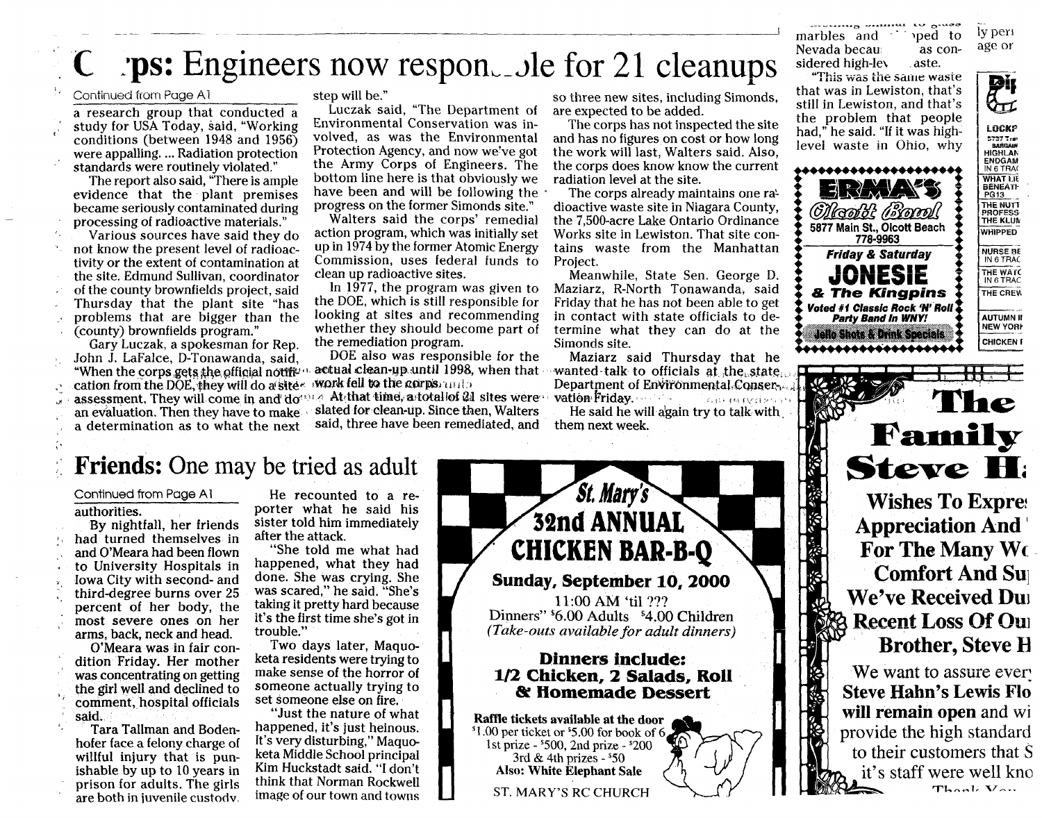## C ps: Engineers now respon le for 21 cleanups

Continued from Page A1

a research group that conducted a study for USA Today, said, "Working conditions (between 1948 and 1956) were appalling. ... Radiation protection standards were routinely violated."

The report also said, "There is ample evidence that the plant premises became seriously contaminated during processing of radioactive materials."

Various sources have said they do not know the present level of radioactivity or the extent of contamination at the site. Edmund Sullivan, coordinator of the county brownfields project, said Thursday that the plant site "has problems that are bigger than the (county) brownfields program."

Gary Luczak, a spokesman for Rep. John J. LaFalce, D-Tonawanda, said, "When the corps gets the official notification from the DOE, they will do a site assessment. They will come in and do an evaluation. Then they have to make a determination as to what the next step will be."

Luczak said, "The Department of Environmental Conservation was involved, as was the Environmental Protection Agency, and now we've got the Army Corps of Engineers. The bottom line here is that obviously we have been and will be following the progress on the former Simonds site."

Walters said the corps' remedial action program, which was initially set up in 1974 by the former Atomic Energy Commission, uses federal funds to clean up radioactive sites.

In 1977, the program was given to the DOE, which is still responsible for looking at sites and recommending whether they should become part of the remediation program.

DOE also was responsible for the actual clean-up until 1998, when that work fell to the corps.

At that time, a total of 21 sites were slated for clean-up. Since then, Walters said, three have been remediated, and so three new sites, including Simonds, are expected to be added.

The corps has not inspected the site and has no figures on cost or how long the work will last, Walters said. Also, the corps does know know the current radiation level at the site.

The corps already maintains one radioactive waste site in Niagara County, the 7,500-acre Lake Ontario Ordinance Works site in Lewiston. That site contains waste from the Manhattan Project.

Meanwhile, State Sen. George D. Maziarz, R-North Tonawanda, said Friday that he has not been able to get in contact with state officials to determine what they can do at the Simonds site.

Maziarz said Thursday that he wanted talk to officials at the state Department of Environmental Conservation Friday.

He said he will again try to talk with them next week.

marbles and ped to Nevada becau as considered high-lev aste.

"This was the same waste that was in Lewiston, that's still in Lewiston, and that's the problem that people had," he said. "If it was high-level waste in Ohio, why

## Friends: One may be tried as adult

Continued from Page A1

authorities.

By nightfall, her friends had turned themselves in and O'Meara had been flown to University Hospitals in Iowa City with second- and third-degree burns over 25 percent of her body, the most severe ones on her arms, back, neck and head.

O'Meara was in fair condition Friday. Her mother was concentrating on getting the girl well and declined to comment, hospital officials said.

Tara Tallman and Bodenhofer face a felony charge of willful injury that is punishable by up to 10 years in prison for adults. The girls are both in juvenile custody.

He recounted to a reporter what he said his sister told him immediately after the attack.

"She told me what had happened, what they had done. She was crying. She was scared," he said. "She's taking it pretty hard because it's the first time she's got in trouble."

Two days later, Maquoketa residents were trying to make sense of the horror of someone actually trying to set someone else on fire.

"Just the nature of what happened, it's just heinous. It's very disturbing," Maquoketa Middle School principal Kim Huckstadt said. "I don't think that Norman Rockwell image of our town and towns

---

**St. Mary's 32nd ANNUAL CHICKEN BAR-B-Q**

**Sunday, September 10, 2000**

11:00 AM 'til ???

Dinners" $6.00 Adults $4.00 Children

*(Take-outs available for adult dinners)*

**Dinners include: 1/2 Chicken, 2 Salads, Roll & Homemade Dessert**

**Raffle tickets available at the door**

$1.00 per ticket or $5.00 for book of 6

1st prize - $500, 2nd prize - $200

3rd & 4th prizes - $50

**Also: White Elephant Sale**

ST. MARY'S RC CHURCH

---

**ERMA'S Olcott Bowl**

5877 Main St., Olcott Beach

778-9963

**Friday & Saturday**

**JONESIE & The Kingpins**

**Voted #1 Classic Rock 'N' Roll Party Band In WNY!**

Jello Shots & Drink Specials

---

**The Family Steve H**

**Wishes To Expre Appreciation And For The Many W Comfort And Su We've Received Du Recent Loss Of Ou Brother, Steve H**

We want to assure ever **Steve Hahn's Lewis Flo will remain open** and wi provide the high standard to their customers that S it's staff were well kno